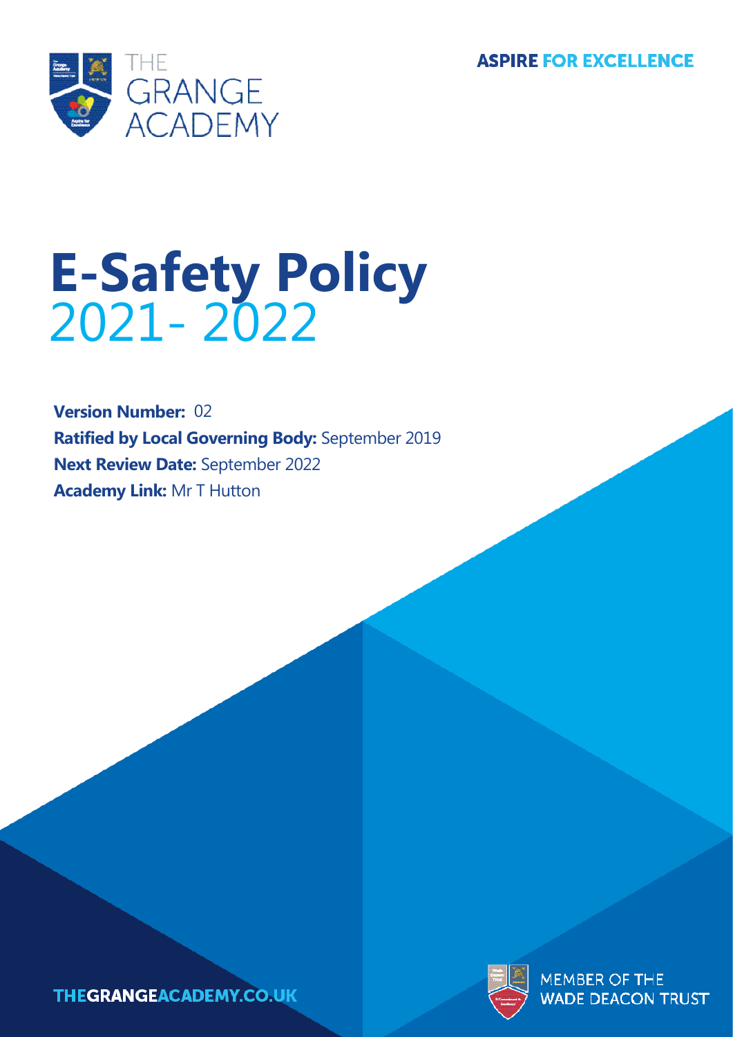THE GRANGE ACADEMY

ASPIRE FOR EXCELLENCE

# E-Safety Policy
2021- 2022

**Version Number:** 02
**Ratified by Local Governing Body:** September 2019
**Next Review Date:** September 2022
**Academy Link:** Mr T Hutton

THEGRANGEACADEMY.CO.UK

MEMBER OF THE WADE DEACON TRUST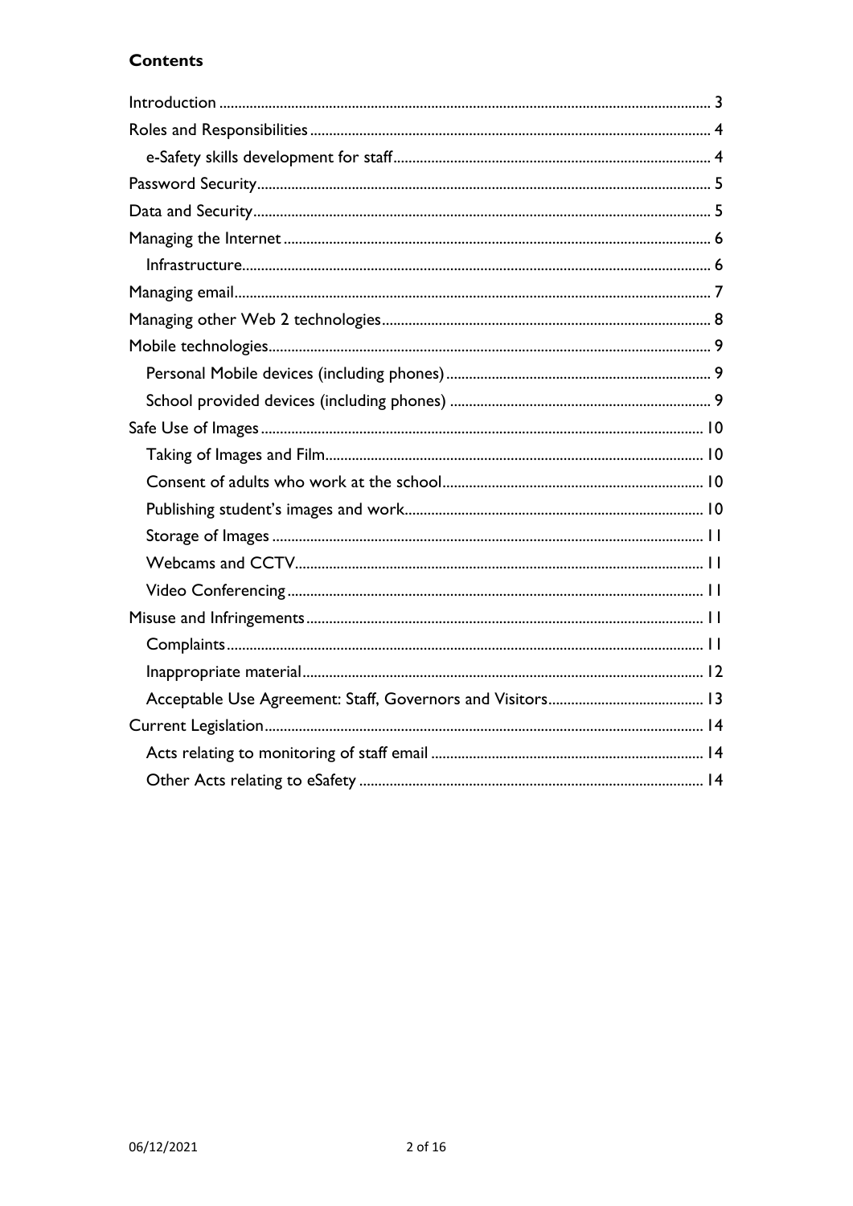**Contents**

- Introduction ... 3
- Roles and Responsibilities ... 4
  - e-Safety skills development for staff ... 4
- Password Security ... 5
- Data and Security ... 5
- Managing the Internet ... 6
  - Infrastructure ... 6
- Managing email ... 7
- Managing other Web 2 technologies ... 8
- Mobile technologies ... 9
  - Personal Mobile devices (including phones) ... 9
  - School provided devices (including phones) ... 9
- Safe Use of Images ... 10
  - Taking of Images and Film ... 10
  - Consent of adults who work at the school ... 10
  - Publishing student's images and work ... 10
  - Storage of Images ... 11
  - Webcams and CCTV ... 11
  - Video Conferencing ... 11
- Misuse and Infringements ... 11
  - Complaints ... 11
  - Inappropriate material ... 12
  - Acceptable Use Agreement: Staff, Governors and Visitors ... 13
- Current Legislation ... 14
  - Acts relating to monitoring of staff email ... 14
  - Other Acts relating to eSafety ... 14

06/12/2021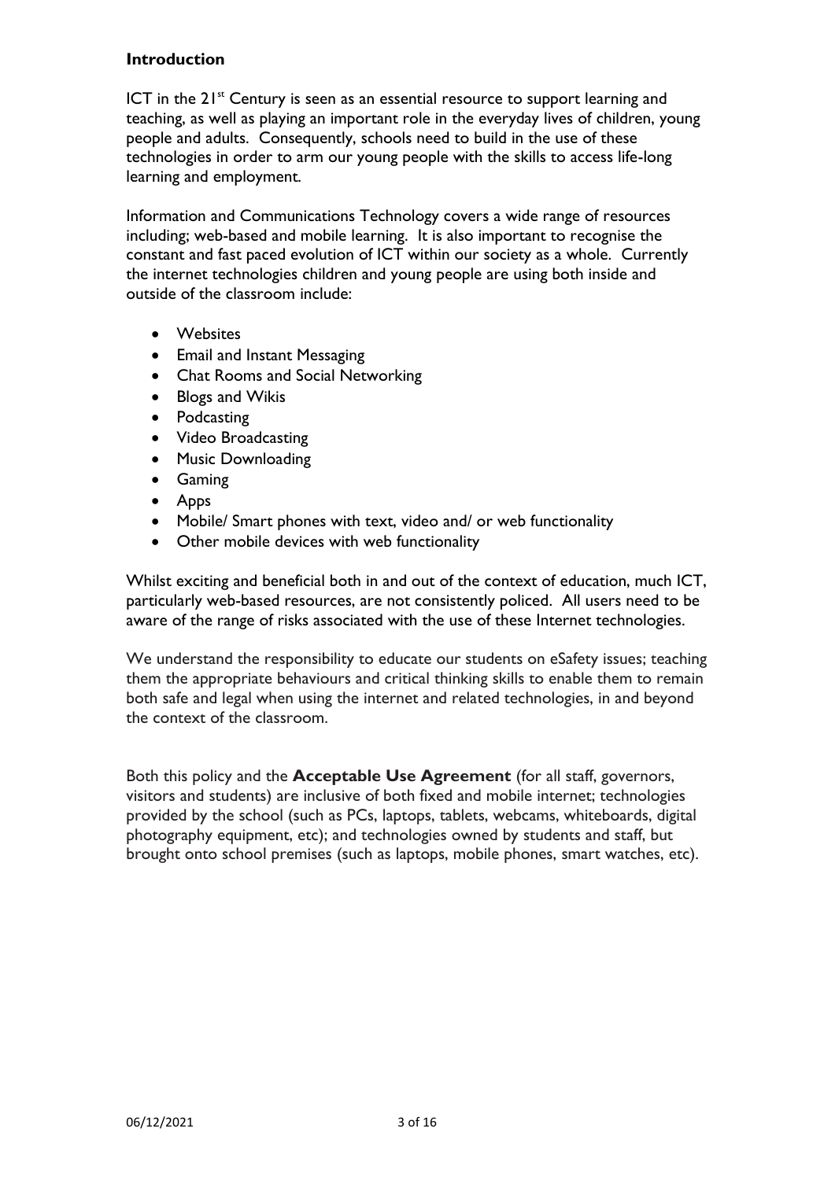## Introduction

ICT in the 21st Century is seen as an essential resource to support learning and teaching, as well as playing an important role in the everyday lives of children, young people and adults. Consequently, schools need to build in the use of these technologies in order to arm our young people with the skills to access life-long learning and employment.

Information and Communications Technology covers a wide range of resources including; web-based and mobile learning. It is also important to recognise the constant and fast paced evolution of ICT within our society as a whole. Currently the internet technologies children and young people are using both inside and outside of the classroom include:

- Websites
- Email and Instant Messaging
- Chat Rooms and Social Networking
- Blogs and Wikis
- Podcasting
- Video Broadcasting
- Music Downloading
- Gaming
- Apps
- Mobile/ Smart phones with text, video and/ or web functionality
- Other mobile devices with web functionality

Whilst exciting and beneficial both in and out of the context of education, much ICT, particularly web-based resources, are not consistently policed. All users need to be aware of the range of risks associated with the use of these Internet technologies.

We understand the responsibility to educate our students on eSafety issues; teaching them the appropriate behaviours and critical thinking skills to enable them to remain both safe and legal when using the internet and related technologies, in and beyond the context of the classroom.

Both this policy and the **Acceptable Use Agreement** (for all staff, governors, visitors and students) are inclusive of both fixed and mobile internet; technologies provided by the school (such as PCs, laptops, tablets, webcams, whiteboards, digital photography equipment, etc); and technologies owned by students and staff, but brought onto school premises (such as laptops, mobile phones, smart watches, etc).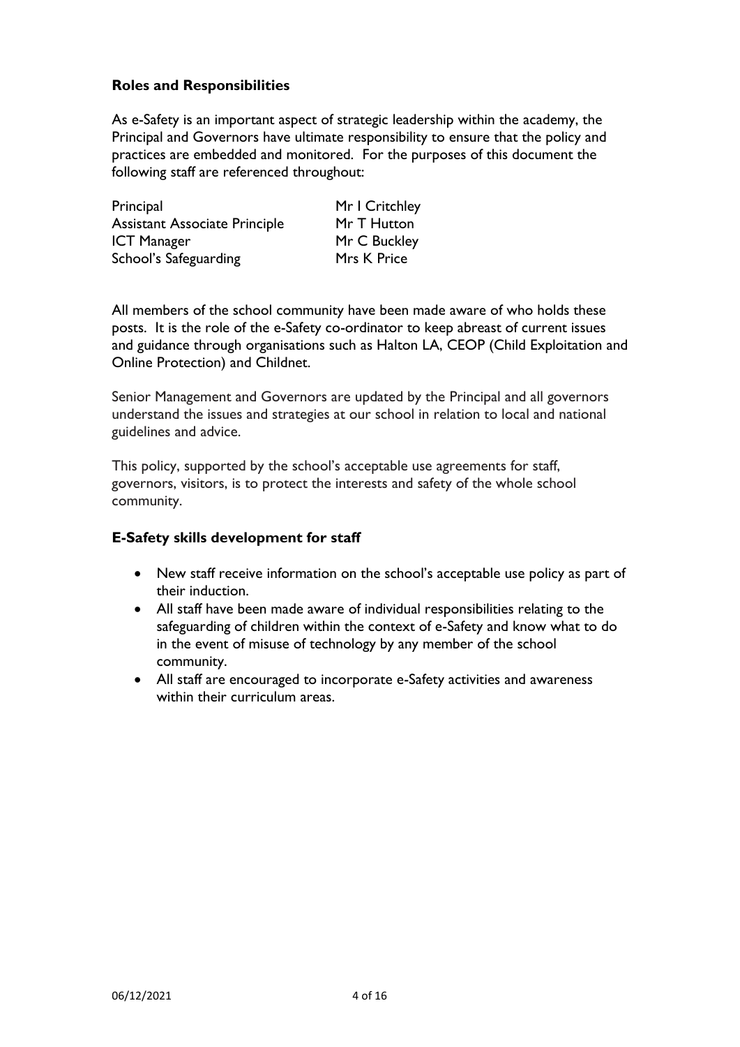**Roles and Responsibilities**

As e-Safety is an important aspect of strategic leadership within the academy, the Principal and Governors have ultimate responsibility to ensure that the policy and practices are embedded and monitored. For the purposes of this document the following staff are referenced throughout:

| | |
|---|---|
| Principal | Mr I Critchley |
| Assistant Associate Principle | Mr T Hutton |
| ICT Manager | Mr C Buckley |
| School's Safeguarding | Mrs K Price |

All members of the school community have been made aware of who holds these posts. It is the role of the e-Safety co-ordinator to keep abreast of current issues and guidance through organisations such as Halton LA, CEOP (Child Exploitation and Online Protection) and Childnet.

Senior Management and Governors are updated by the Principal and all governors understand the issues and strategies at our school in relation to local and national guidelines and advice.

This policy, supported by the school's acceptable use agreements for staff, governors, visitors, is to protect the interests and safety of the whole school community.

**E-Safety skills development for staff**

- New staff receive information on the school's acceptable use policy as part of their induction.
- All staff have been made aware of individual responsibilities relating to the safeguarding of children within the context of e-Safety and know what to do in the event of misuse of technology by any member of the school community.
- All staff are encouraged to incorporate e-Safety activities and awareness within their curriculum areas.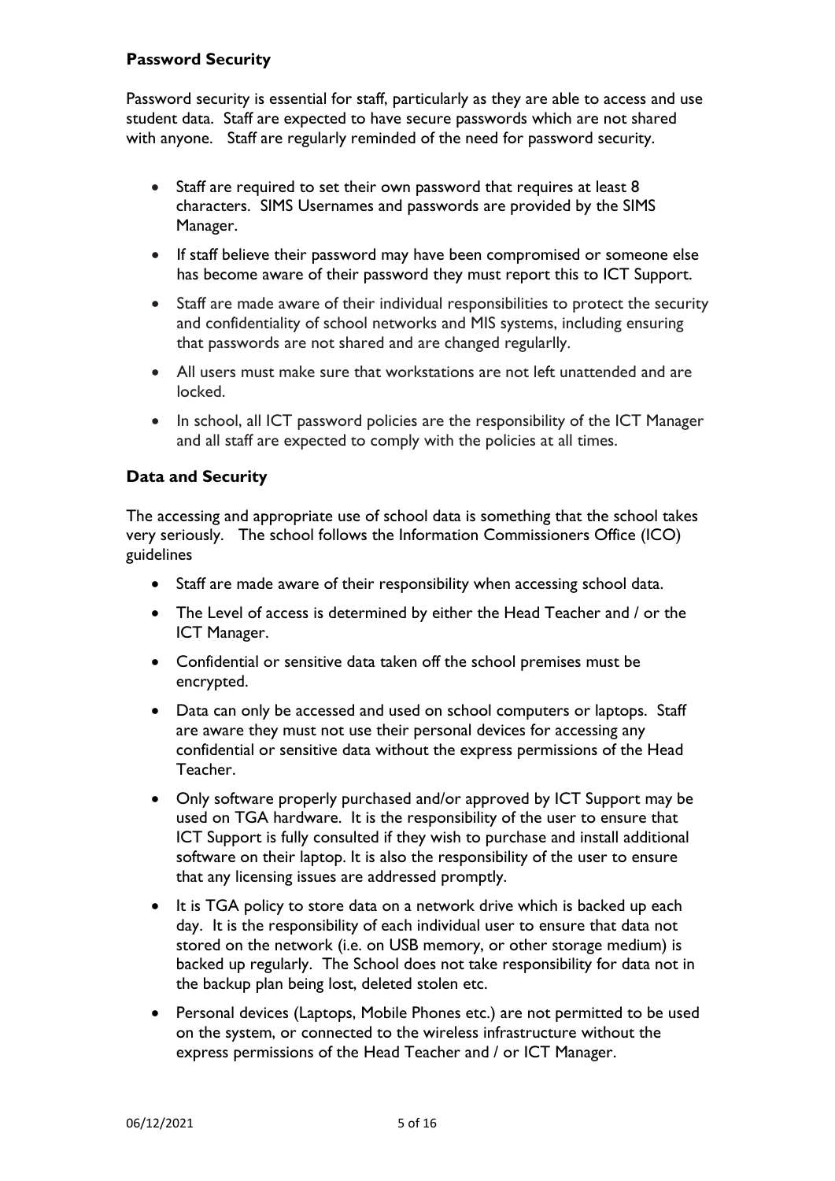### Password Security

Password security is essential for staff, particularly as they are able to access and use student data. Staff are expected to have secure passwords which are not shared with anyone. Staff are regularly reminded of the need for password security.

- Staff are required to set their own password that requires at least 8 characters. SIMS Usernames and passwords are provided by the SIMS Manager.
- If staff believe their password may have been compromised or someone else has become aware of their password they must report this to ICT Support.
- Staff are made aware of their individual responsibilities to protect the security and confidentiality of school networks and MIS systems, including ensuring that passwords are not shared and are changed regularlly.
- All users must make sure that workstations are not left unattended and are locked.
- In school, all ICT password policies are the responsibility of the ICT Manager and all staff are expected to comply with the policies at all times.

### Data and Security

The accessing and appropriate use of school data is something that the school takes very seriously. The school follows the Information Commissioners Office (ICO) guidelines

- Staff are made aware of their responsibility when accessing school data.
- The Level of access is determined by either the Head Teacher and / or the ICT Manager.
- Confidential or sensitive data taken off the school premises must be encrypted.
- Data can only be accessed and used on school computers or laptops. Staff are aware they must not use their personal devices for accessing any confidential or sensitive data without the express permissions of the Head Teacher.
- Only software properly purchased and/or approved by ICT Support may be used on TGA hardware. It is the responsibility of the user to ensure that ICT Support is fully consulted if they wish to purchase and install additional software on their laptop. It is also the responsibility of the user to ensure that any licensing issues are addressed promptly.
- It is TGA policy to store data on a network drive which is backed up each day. It is the responsibility of each individual user to ensure that data not stored on the network (i.e. on USB memory, or other storage medium) is backed up regularly. The School does not take responsibility for data not in the backup plan being lost, deleted stolen etc.
- Personal devices (Laptops, Mobile Phones etc.) are not permitted to be used on the system, or connected to the wireless infrastructure without the express permissions of the Head Teacher and / or ICT Manager.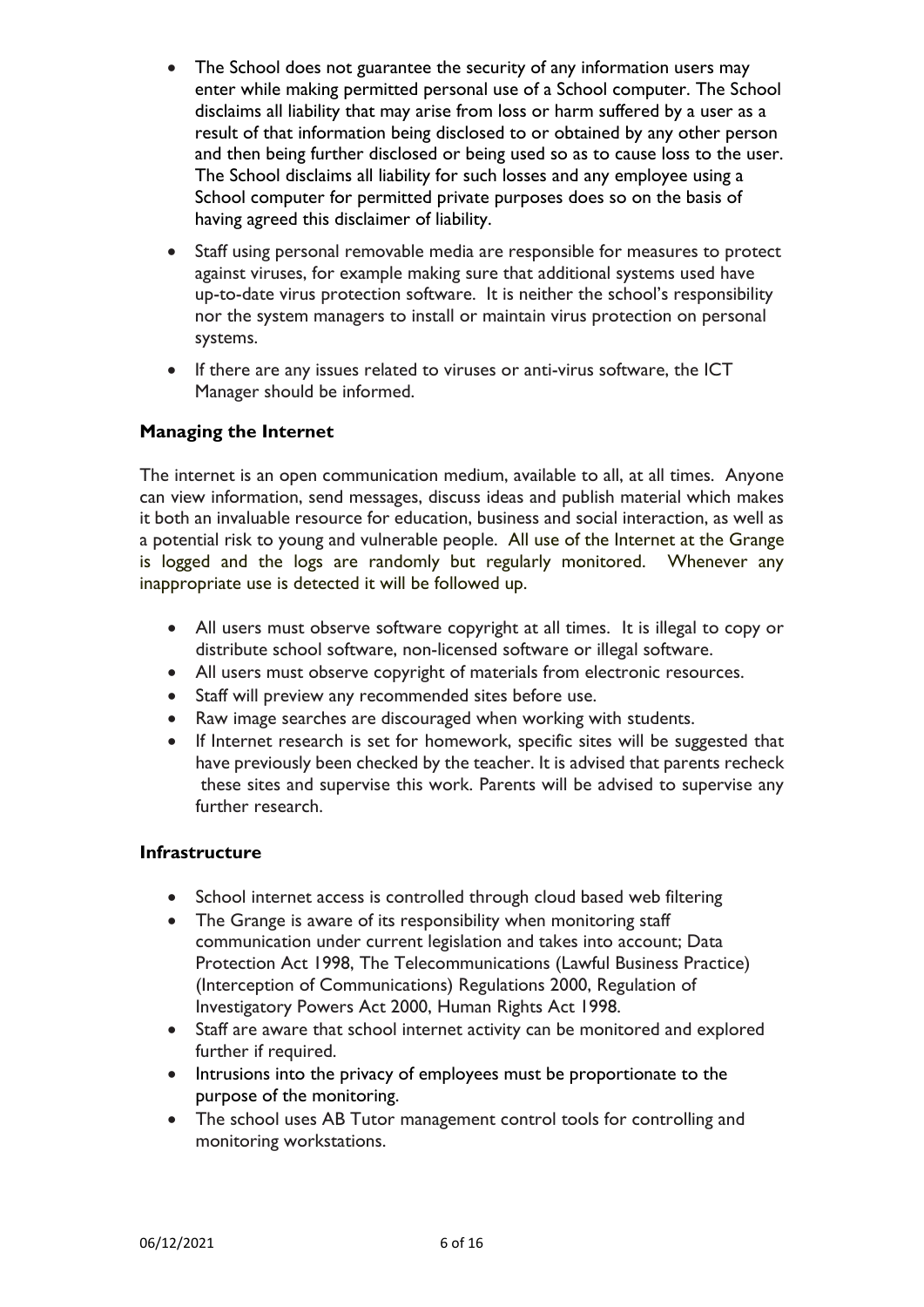- The School does not guarantee the security of any information users may enter while making permitted personal use of a School computer. The School disclaims all liability that may arise from loss or harm suffered by a user as a result of that information being disclosed to or obtained by any other person and then being further disclosed or being used so as to cause loss to the user. The School disclaims all liability for such losses and any employee using a School computer for permitted private purposes does so on the basis of having agreed this disclaimer of liability.
- Staff using personal removable media are responsible for measures to protect against viruses, for example making sure that additional systems used have up-to-date virus protection software. It is neither the school's responsibility nor the system managers to install or maintain virus protection on personal systems.
- If there are any issues related to viruses or anti-virus software, the ICT Manager should be informed.

### Managing the Internet

The internet is an open communication medium, available to all, at all times. Anyone can view information, send messages, discuss ideas and publish material which makes it both an invaluable resource for education, business and social interaction, as well as a potential risk to young and vulnerable people. All use of the Internet at the Grange is logged and the logs are randomly but regularly monitored. Whenever any inappropriate use is detected it will be followed up.

- All users must observe software copyright at all times. It is illegal to copy or distribute school software, non-licensed software or illegal software.
- All users must observe copyright of materials from electronic resources.
- Staff will preview any recommended sites before use.
- Raw image searches are discouraged when working with students.
- If Internet research is set for homework, specific sites will be suggested that have previously been checked by the teacher. It is advised that parents recheck these sites and supervise this work. Parents will be advised to supervise any further research.

### Infrastructure

- School internet access is controlled through cloud based web filtering
- The Grange is aware of its responsibility when monitoring staff communication under current legislation and takes into account; Data Protection Act 1998, The Telecommunications (Lawful Business Practice) (Interception of Communications) Regulations 2000, Regulation of Investigatory Powers Act 2000, Human Rights Act 1998.
- Staff are aware that school internet activity can be monitored and explored further if required.
- Intrusions into the privacy of employees must be proportionate to the purpose of the monitoring.
- The school uses AB Tutor management control tools for controlling and monitoring workstations.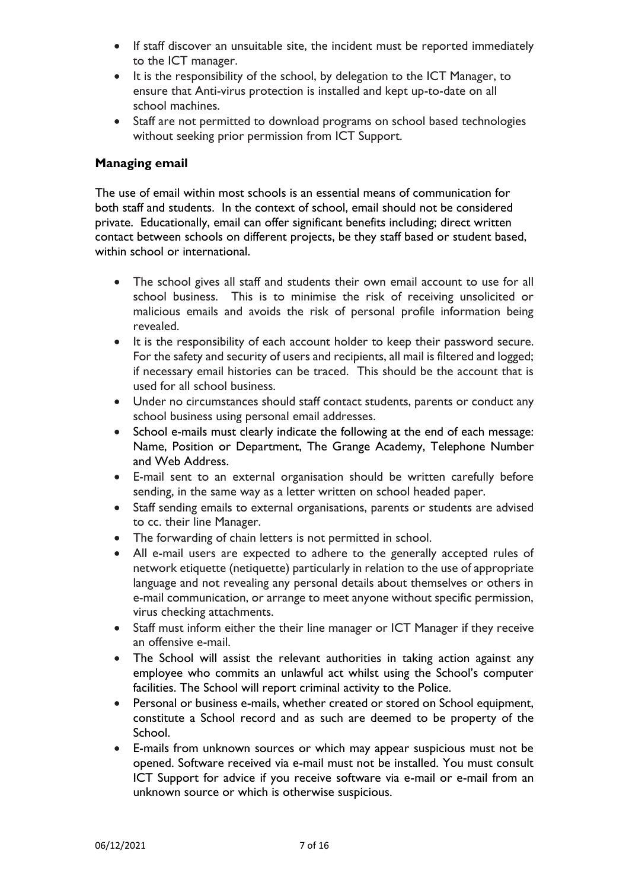- If staff discover an unsuitable site, the incident must be reported immediately to the ICT manager.
- It is the responsibility of the school, by delegation to the ICT Manager, to ensure that Anti-virus protection is installed and kept up-to-date on all school machines.
- Staff are not permitted to download programs on school based technologies without seeking prior permission from ICT Support.

### Managing email

The use of email within most schools is an essential means of communication for both staff and students. In the context of school, email should not be considered private. Educationally, email can offer significant benefits including; direct written contact between schools on different projects, be they staff based or student based, within school or international.

- The school gives all staff and students their own email account to use for all school business. This is to minimise the risk of receiving unsolicited or malicious emails and avoids the risk of personal profile information being revealed.
- It is the responsibility of each account holder to keep their password secure. For the safety and security of users and recipients, all mail is filtered and logged; if necessary email histories can be traced. This should be the account that is used for all school business.
- Under no circumstances should staff contact students, parents or conduct any school business using personal email addresses.
- School e-mails must clearly indicate the following at the end of each message: Name, Position or Department, The Grange Academy, Telephone Number and Web Address.
- E-mail sent to an external organisation should be written carefully before sending, in the same way as a letter written on school headed paper.
- Staff sending emails to external organisations, parents or students are advised to cc. their line Manager.
- The forwarding of chain letters is not permitted in school.
- All e-mail users are expected to adhere to the generally accepted rules of network etiquette (netiquette) particularly in relation to the use of appropriate language and not revealing any personal details about themselves or others in e-mail communication, or arrange to meet anyone without specific permission, virus checking attachments.
- Staff must inform either the their line manager or ICT Manager if they receive an offensive e-mail.
- The School will assist the relevant authorities in taking action against any employee who commits an unlawful act whilst using the School's computer facilities. The School will report criminal activity to the Police.
- Personal or business e-mails, whether created or stored on School equipment, constitute a School record and as such are deemed to be property of the School.
- E-mails from unknown sources or which may appear suspicious must not be opened. Software received via e-mail must not be installed. You must consult ICT Support for advice if you receive software via e-mail or e-mail from an unknown source or which is otherwise suspicious.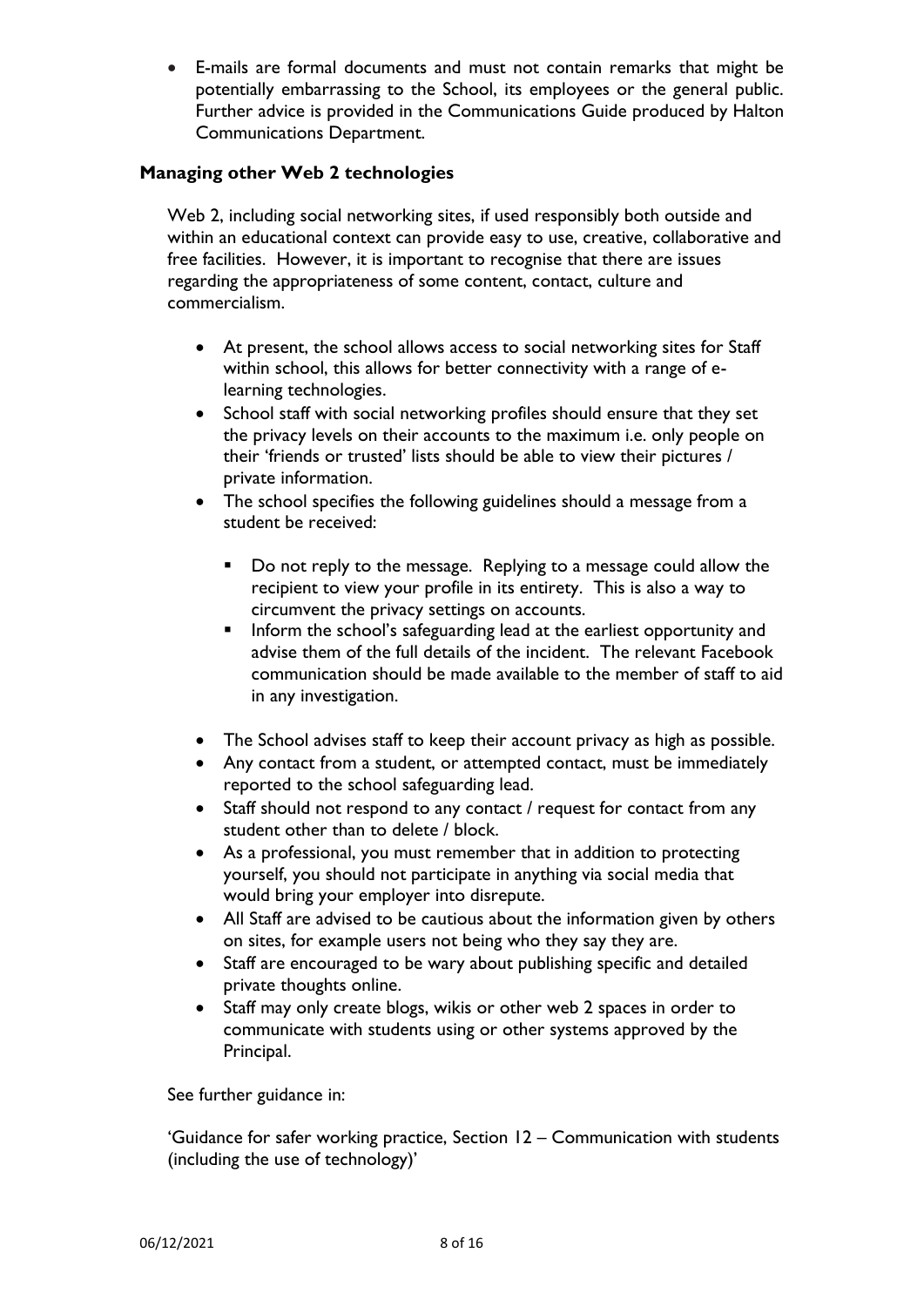- E-mails are formal documents and must not contain remarks that might be potentially embarrassing to the School, its employees or the general public. Further advice is provided in the Communications Guide produced by Halton Communications Department.

### Managing other Web 2 technologies

Web 2, including social networking sites, if used responsibly both outside and within an educational context can provide easy to use, creative, collaborative and free facilities. However, it is important to recognise that there are issues regarding the appropriateness of some content, contact, culture and commercialism.

- At present, the school allows access to social networking sites for Staff within school, this allows for better connectivity with a range of e-learning technologies.
- School staff with social networking profiles should ensure that they set the privacy levels on their accounts to the maximum i.e. only people on their 'friends or trusted' lists should be able to view their pictures / private information.
- The school specifies the following guidelines should a message from a student be received:
  - Do not reply to the message. Replying to a message could allow the recipient to view your profile in its entirety. This is also a way to circumvent the privacy settings on accounts.
  - Inform the school's safeguarding lead at the earliest opportunity and advise them of the full details of the incident. The relevant Facebook communication should be made available to the member of staff to aid in any investigation.
- The School advises staff to keep their account privacy as high as possible.
- Any contact from a student, or attempted contact, must be immediately reported to the school safeguarding lead.
- Staff should not respond to any contact / request for contact from any student other than to delete / block.
- As a professional, you must remember that in addition to protecting yourself, you should not participate in anything via social media that would bring your employer into disrepute.
- All Staff are advised to be cautious about the information given by others on sites, for example users not being who they say they are.
- Staff are encouraged to be wary about publishing specific and detailed private thoughts online.
- Staff may only create blogs, wikis or other web 2 spaces in order to communicate with students using or other systems approved by the Principal.

See further guidance in:

'Guidance for safer working practice, Section 12 – Communication with students (including the use of technology)'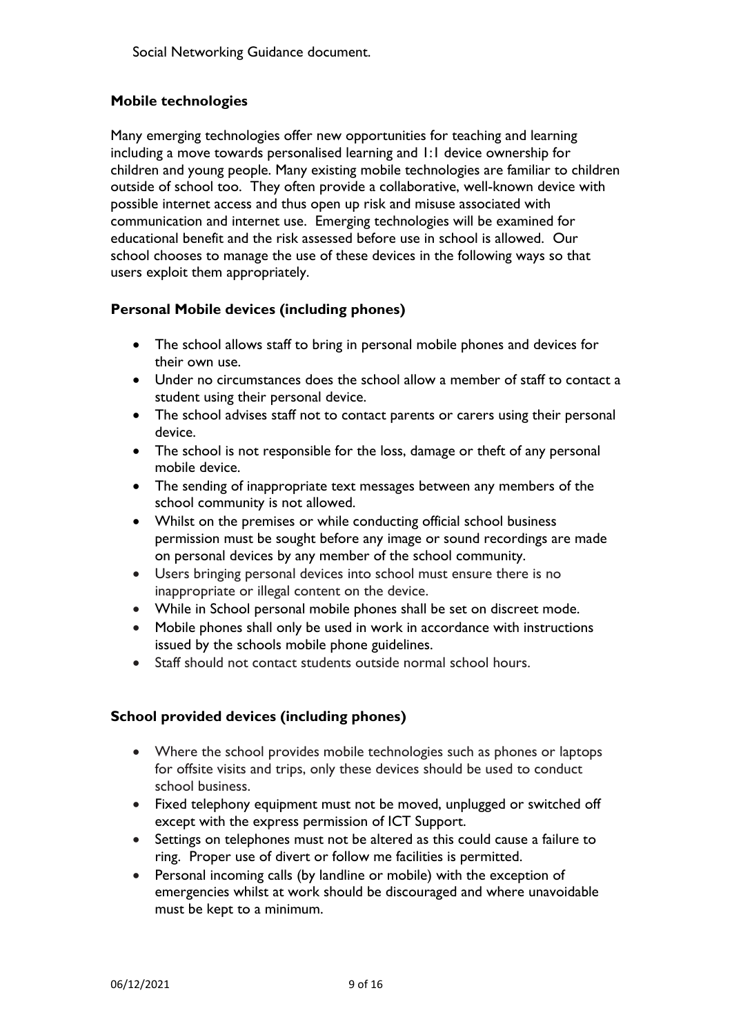Social Networking Guidance document.

### Mobile technologies

Many emerging technologies offer new opportunities for teaching and learning including a move towards personalised learning and 1:1 device ownership for children and young people. Many existing mobile technologies are familiar to children outside of school too. They often provide a collaborative, well-known device with possible internet access and thus open up risk and misuse associated with communication and internet use. Emerging technologies will be examined for educational benefit and the risk assessed before use in school is allowed. Our school chooses to manage the use of these devices in the following ways so that users exploit them appropriately.

### Personal Mobile devices (including phones)

- The school allows staff to bring in personal mobile phones and devices for their own use.
- Under no circumstances does the school allow a member of staff to contact a student using their personal device.
- The school advises staff not to contact parents or carers using their personal device.
- The school is not responsible for the loss, damage or theft of any personal mobile device.
- The sending of inappropriate text messages between any members of the school community is not allowed.
- Whilst on the premises or while conducting official school business permission must be sought before any image or sound recordings are made on personal devices by any member of the school community.
- Users bringing personal devices into school must ensure there is no inappropriate or illegal content on the device.
- While in School personal mobile phones shall be set on discreet mode.
- Mobile phones shall only be used in work in accordance with instructions issued by the schools mobile phone guidelines.
- Staff should not contact students outside normal school hours.

### School provided devices (including phones)

- Where the school provides mobile technologies such as phones or laptops for offsite visits and trips, only these devices should be used to conduct school business.
- Fixed telephony equipment must not be moved, unplugged or switched off except with the express permission of ICT Support.
- Settings on telephones must not be altered as this could cause a failure to ring. Proper use of divert or follow me facilities is permitted.
- Personal incoming calls (by landline or mobile) with the exception of emergencies whilst at work should be discouraged and where unavoidable must be kept to a minimum.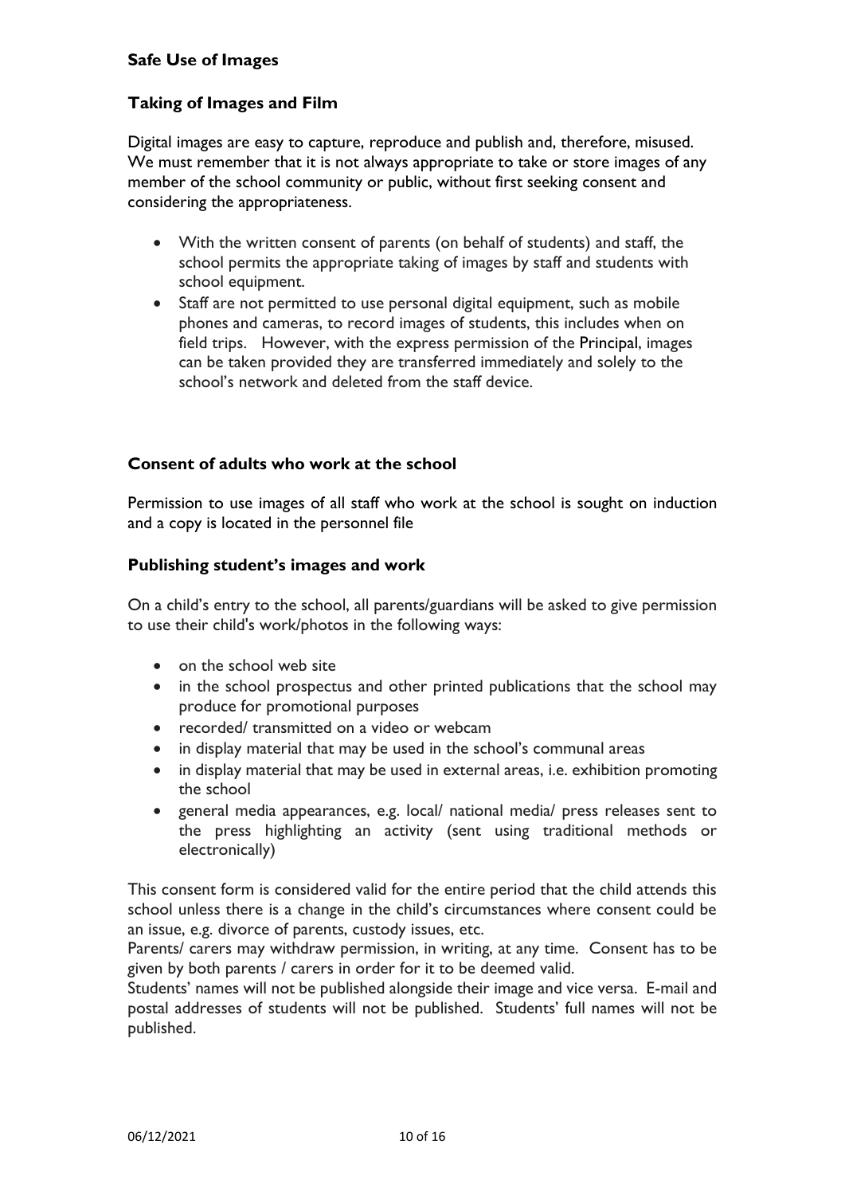## Safe Use of Images

### Taking of Images and Film

Digital images are easy to capture, reproduce and publish and, therefore, misused. We must remember that it is not always appropriate to take or store images of any member of the school community or public, without first seeking consent and considering the appropriateness.

- With the written consent of parents (on behalf of students) and staff, the school permits the appropriate taking of images by staff and students with school equipment.
- Staff are not permitted to use personal digital equipment, such as mobile phones and cameras, to record images of students, this includes when on field trips. However, with the express permission of the Principal, images can be taken provided they are transferred immediately and solely to the school's network and deleted from the staff device.

### Consent of adults who work at the school

Permission to use images of all staff who work at the school is sought on induction and a copy is located in the personnel file

### Publishing student's images and work

On a child's entry to the school, all parents/guardians will be asked to give permission to use their child's work/photos in the following ways:

- on the school web site
- in the school prospectus and other printed publications that the school may produce for promotional purposes
- recorded/ transmitted on a video or webcam
- in display material that may be used in the school's communal areas
- in display material that may be used in external areas, i.e. exhibition promoting the school
- general media appearances, e.g. local/ national media/ press releases sent to the press highlighting an activity (sent using traditional methods or electronically)

This consent form is considered valid for the entire period that the child attends this school unless there is a change in the child's circumstances where consent could be an issue, e.g. divorce of parents, custody issues, etc.

Parents/ carers may withdraw permission, in writing, at any time. Consent has to be given by both parents / carers in order for it to be deemed valid.

Students' names will not be published alongside their image and vice versa. E-mail and postal addresses of students will not be published. Students' full names will not be published.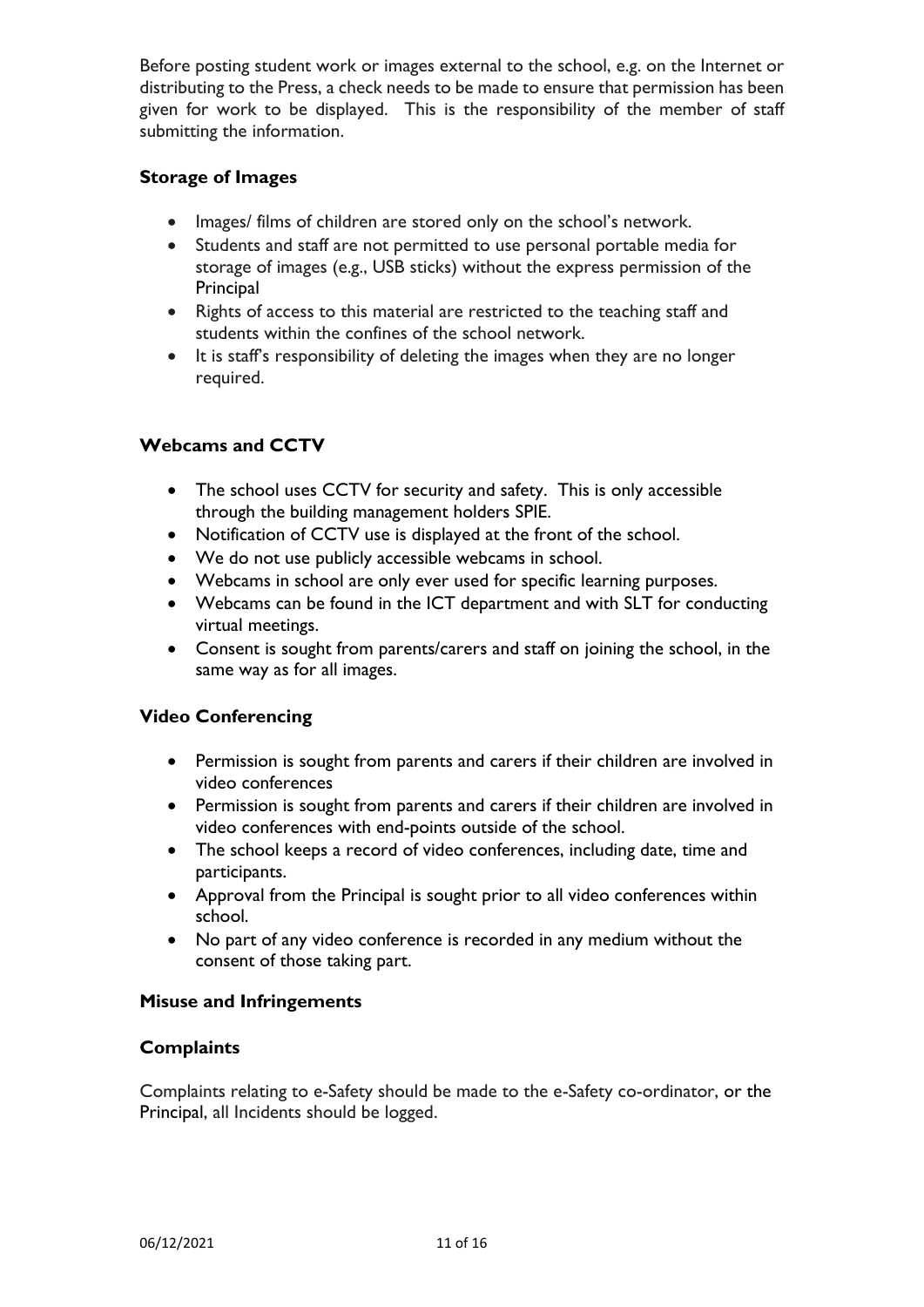Before posting student work or images external to the school, e.g. on the Internet or distributing to the Press, a check needs to be made to ensure that permission has been given for work to be displayed. This is the responsibility of the member of staff submitting the information.

### Storage of Images

- Images/ films of children are stored only on the school's network.
- Students and staff are not permitted to use personal portable media for storage of images (e.g., USB sticks) without the express permission of the Principal
- Rights of access to this material are restricted to the teaching staff and students within the confines of the school network.
- It is staff's responsibility of deleting the images when they are no longer required.

### Webcams and CCTV

- The school uses CCTV for security and safety. This is only accessible through the building management holders SPIE.
- Notification of CCTV use is displayed at the front of the school.
- We do not use publicly accessible webcams in school.
- Webcams in school are only ever used for specific learning purposes.
- Webcams can be found in the ICT department and with SLT for conducting virtual meetings.
- Consent is sought from parents/carers and staff on joining the school, in the same way as for all images.

### Video Conferencing

- Permission is sought from parents and carers if their children are involved in video conferences
- Permission is sought from parents and carers if their children are involved in video conferences with end-points outside of the school.
- The school keeps a record of video conferences, including date, time and participants.
- Approval from the Principal is sought prior to all video conferences within school.
- No part of any video conference is recorded in any medium without the consent of those taking part.

### Misuse and Infringements

### Complaints

Complaints relating to e-Safety should be made to the e-Safety co-ordinator, or the Principal, all Incidents should be logged.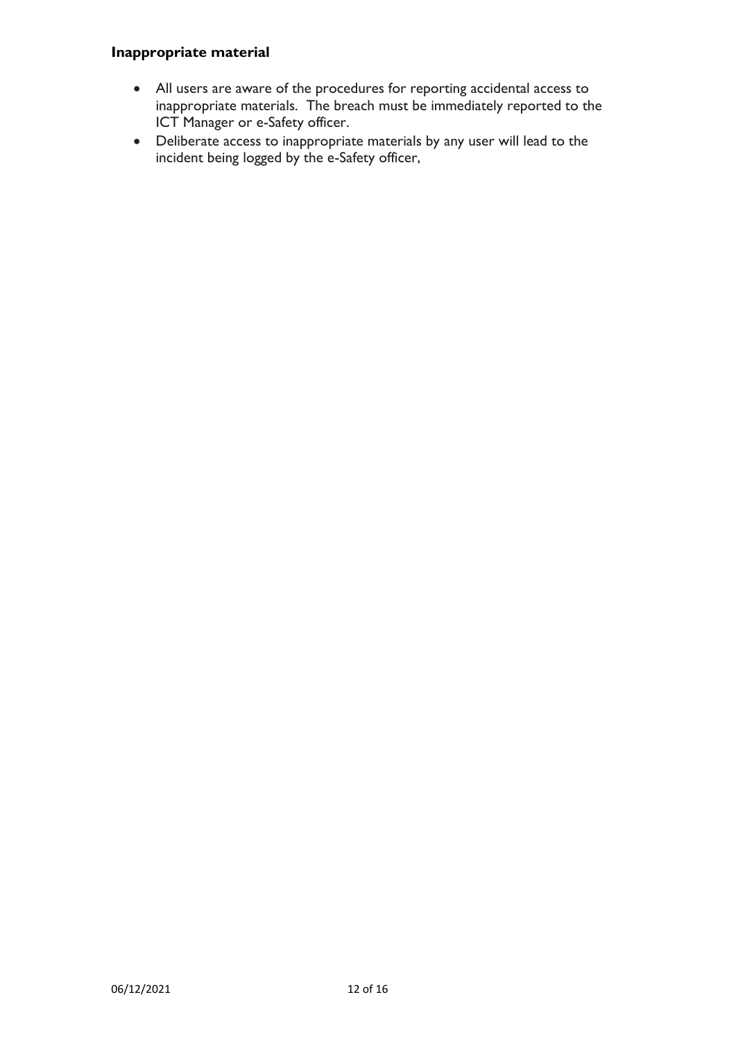**Inappropriate material**

- All users are aware of the procedures for reporting accidental access to inappropriate materials. The breach must be immediately reported to the ICT Manager or e-Safety officer.
- Deliberate access to inappropriate materials by any user will lead to the incident being logged by the e-Safety officer,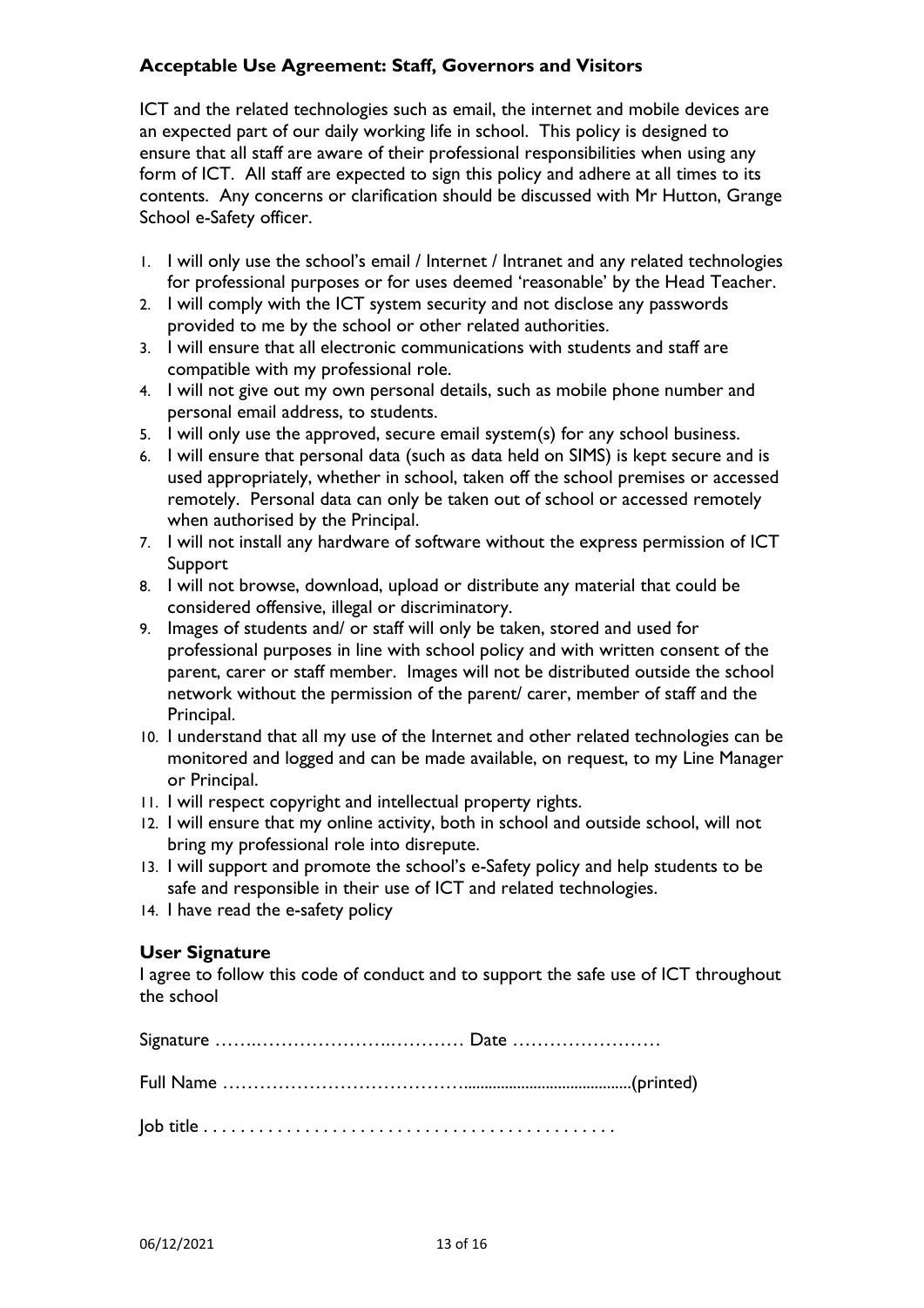### Acceptable Use Agreement: Staff, Governors and Visitors

ICT and the related technologies such as email, the internet and mobile devices are an expected part of our daily working life in school. This policy is designed to ensure that all staff are aware of their professional responsibilities when using any form of ICT. All staff are expected to sign this policy and adhere at all times to its contents. Any concerns or clarification should be discussed with Mr Hutton, Grange School e-Safety officer.

1. I will only use the school's email / Internet / Intranet and any related technologies for professional purposes or for uses deemed 'reasonable' by the Head Teacher.
2. I will comply with the ICT system security and not disclose any passwords provided to me by the school or other related authorities.
3. I will ensure that all electronic communications with students and staff are compatible with my professional role.
4. I will not give out my own personal details, such as mobile phone number and personal email address, to students.
5. I will only use the approved, secure email system(s) for any school business.
6. I will ensure that personal data (such as data held on SIMS) is kept secure and is used appropriately, whether in school, taken off the school premises or accessed remotely. Personal data can only be taken out of school or accessed remotely when authorised by the Principal.
7. I will not install any hardware of software without the express permission of ICT Support
8. I will not browse, download, upload or distribute any material that could be considered offensive, illegal or discriminatory.
9. Images of students and/ or staff will only be taken, stored and used for professional purposes in line with school policy and with written consent of the parent, carer or staff member. Images will not be distributed outside the school network without the permission of the parent/ carer, member of staff and the Principal.
10. I understand that all my use of the Internet and other related technologies can be monitored and logged and can be made available, on request, to my Line Manager or Principal.
11. I will respect copyright and intellectual property rights.
12. I will ensure that my online activity, both in school and outside school, will not bring my professional role into disrepute.
13. I will support and promote the school's e-Safety policy and help students to be safe and responsible in their use of ICT and related technologies.
14. I have read the e-safety policy

### User Signature

I agree to follow this code of conduct and to support the safe use of ICT throughout the school

Signature ……..………………..………… Date ……………………

Full Name ……………………………….......................................(printed)

Job title . . . . . . . . . . . . . . . . . . . . . . . . . . . . . . . . . . . . . . . . . . . . .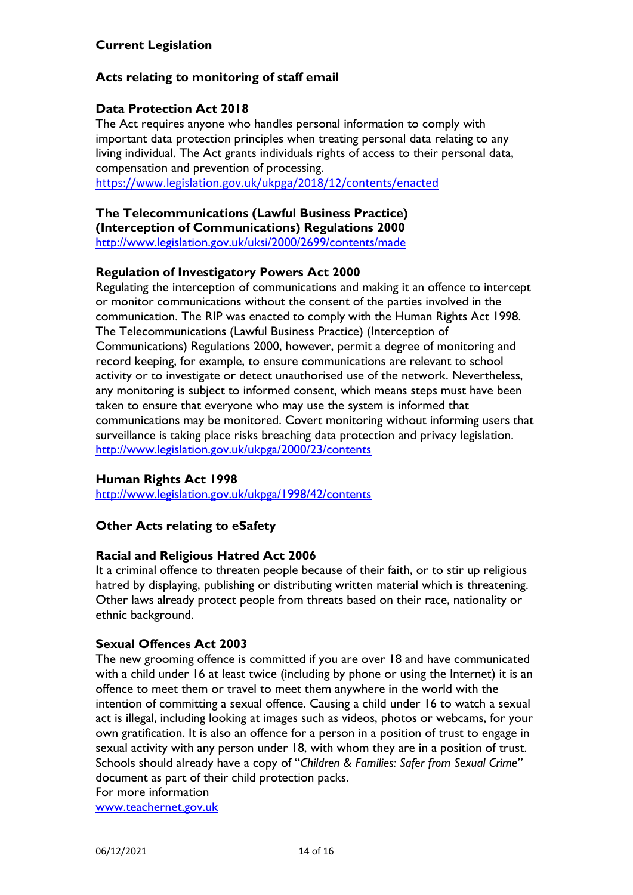## Current Legislation

### Acts relating to monitoring of staff email

#### Data Protection Act 2018

The Act requires anyone who handles personal information to comply with important data protection principles when treating personal data relating to any living individual. The Act grants individuals rights of access to their personal data, compensation and prevention of processing.
https://www.legislation.gov.uk/ukpga/2018/12/contents/enacted

#### The Telecommunications (Lawful Business Practice) (Interception of Communications) Regulations 2000

http://www.legislation.gov.uk/uksi/2000/2699/contents/made

#### Regulation of Investigatory Powers Act 2000

Regulating the interception of communications and making it an offence to intercept or monitor communications without the consent of the parties involved in the communication. The RIP was enacted to comply with the Human Rights Act 1998. The Telecommunications (Lawful Business Practice) (Interception of Communications) Regulations 2000, however, permit a degree of monitoring and record keeping, for example, to ensure communications are relevant to school activity or to investigate or detect unauthorised use of the network. Nevertheless, any monitoring is subject to informed consent, which means steps must have been taken to ensure that everyone who may use the system is informed that communications may be monitored. Covert monitoring without informing users that surveillance is taking place risks breaching data protection and privacy legislation.
http://www.legislation.gov.uk/ukpga/2000/23/contents

#### Human Rights Act 1998

http://www.legislation.gov.uk/ukpga/1998/42/contents

### Other Acts relating to eSafety

#### Racial and Religious Hatred Act 2006

It a criminal offence to threaten people because of their faith, or to stir up religious hatred by displaying, publishing or distributing written material which is threatening. Other laws already protect people from threats based on their race, nationality or ethnic background.

#### Sexual Offences Act 2003

The new grooming offence is committed if you are over 18 and have communicated with a child under 16 at least twice (including by phone or using the Internet) it is an offence to meet them or travel to meet them anywhere in the world with the intention of committing a sexual offence. Causing a child under 16 to watch a sexual act is illegal, including looking at images such as videos, photos or webcams, for your own gratification. It is also an offence for a person in a position of trust to engage in sexual activity with any person under 18, with whom they are in a position of trust. Schools should already have a copy of "*Children & Families: Safer from Sexual Crime*" document as part of their child protection packs.
For more information
www.teachernet.gov.uk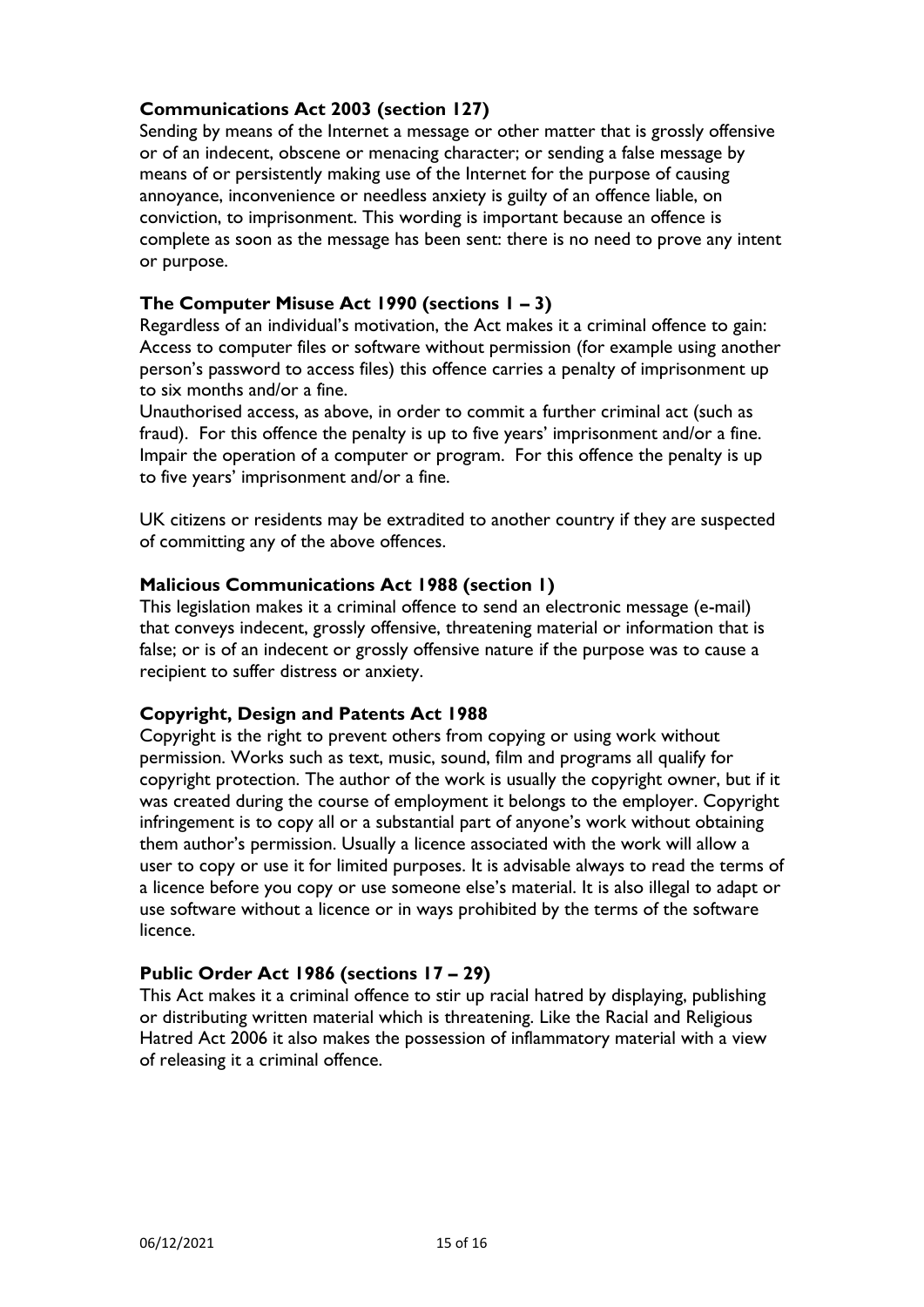### Communications Act 2003 (section 127)

Sending by means of the Internet a message or other matter that is grossly offensive or of an indecent, obscene or menacing character; or sending a false message by means of or persistently making use of the Internet for the purpose of causing annoyance, inconvenience or needless anxiety is guilty of an offence liable, on conviction, to imprisonment. This wording is important because an offence is complete as soon as the message has been sent: there is no need to prove any intent or purpose.

### The Computer Misuse Act 1990 (sections 1 – 3)

Regardless of an individual's motivation, the Act makes it a criminal offence to gain: Access to computer files or software without permission (for example using another person's password to access files) this offence carries a penalty of imprisonment up to six months and/or a fine.

Unauthorised access, as above, in order to commit a further criminal act (such as fraud). For this offence the penalty is up to five years' imprisonment and/or a fine. Impair the operation of a computer or program. For this offence the penalty is up to five years' imprisonment and/or a fine.

UK citizens or residents may be extradited to another country if they are suspected of committing any of the above offences.

### Malicious Communications Act 1988 (section 1)

This legislation makes it a criminal offence to send an electronic message (e-mail) that conveys indecent, grossly offensive, threatening material or information that is false; or is of an indecent or grossly offensive nature if the purpose was to cause a recipient to suffer distress or anxiety.

### Copyright, Design and Patents Act 1988

Copyright is the right to prevent others from copying or using work without permission. Works such as text, music, sound, film and programs all qualify for copyright protection. The author of the work is usually the copyright owner, but if it was created during the course of employment it belongs to the employer. Copyright infringement is to copy all or a substantial part of anyone's work without obtaining them author's permission. Usually a licence associated with the work will allow a user to copy or use it for limited purposes. It is advisable always to read the terms of a licence before you copy or use someone else's material. It is also illegal to adapt or use software without a licence or in ways prohibited by the terms of the software licence.

### Public Order Act 1986 (sections 17 – 29)

This Act makes it a criminal offence to stir up racial hatred by displaying, publishing or distributing written material which is threatening. Like the Racial and Religious Hatred Act 2006 it also makes the possession of inflammatory material with a view of releasing it a criminal offence.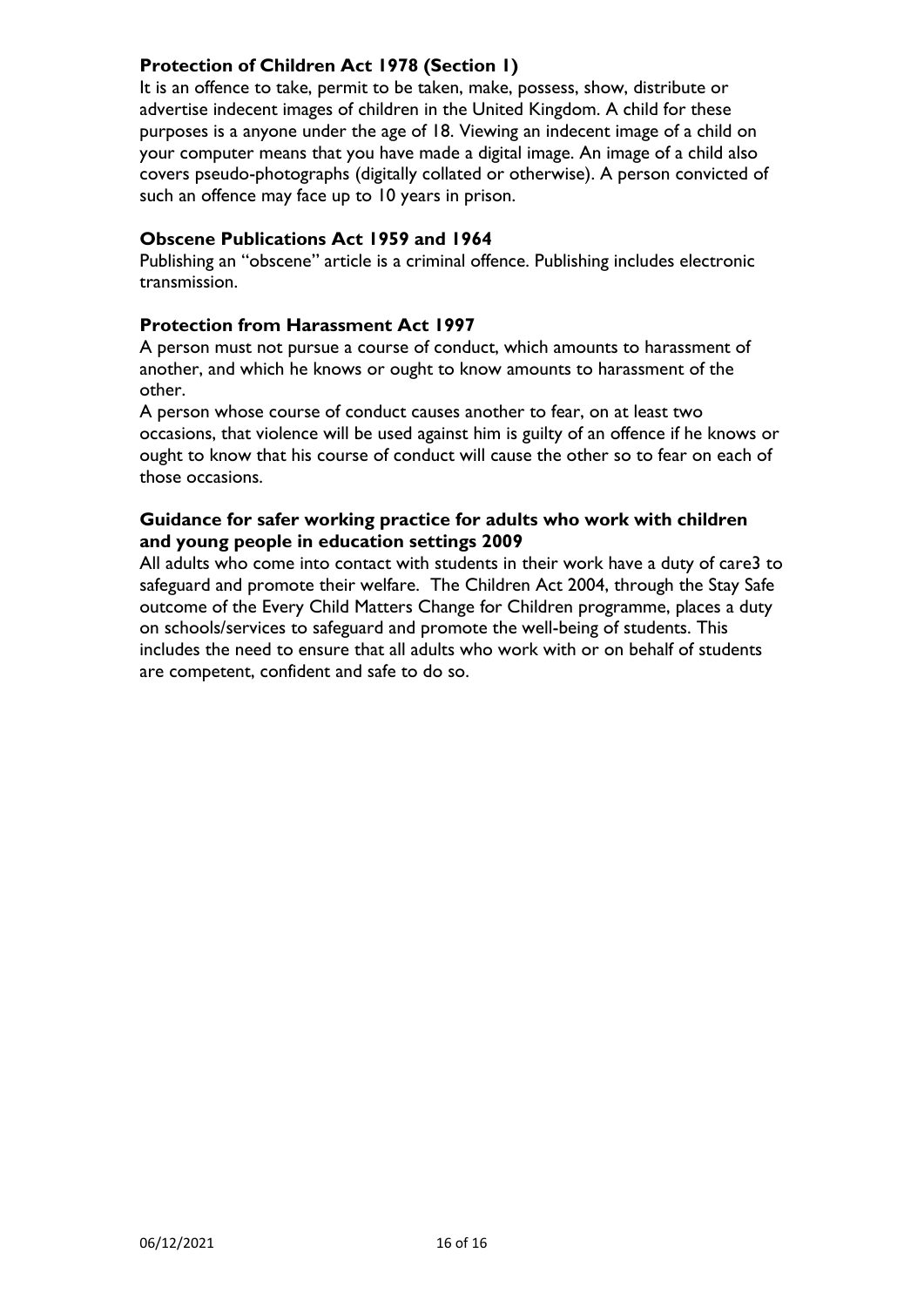### Protection of Children Act 1978 (Section 1)

It is an offence to take, permit to be taken, make, possess, show, distribute or advertise indecent images of children in the United Kingdom. A child for these purposes is a anyone under the age of 18. Viewing an indecent image of a child on your computer means that you have made a digital image. An image of a child also covers pseudo-photographs (digitally collated or otherwise). A person convicted of such an offence may face up to 10 years in prison.

### Obscene Publications Act 1959 and 1964

Publishing an "obscene" article is a criminal offence. Publishing includes electronic transmission.

### Protection from Harassment Act 1997

A person must not pursue a course of conduct, which amounts to harassment of another, and which he knows or ought to know amounts to harassment of the other.

A person whose course of conduct causes another to fear, on at least two occasions, that violence will be used against him is guilty of an offence if he knows or ought to know that his course of conduct will cause the other so to fear on each of those occasions.

### Guidance for safer working practice for adults who work with children and young people in education settings 2009

All adults who come into contact with students in their work have a duty of care3 to safeguard and promote their welfare. The Children Act 2004, through the Stay Safe outcome of the Every Child Matters Change for Children programme, places a duty on schools/services to safeguard and promote the well-being of students. This includes the need to ensure that all adults who work with or on behalf of students are competent, confident and safe to do so.